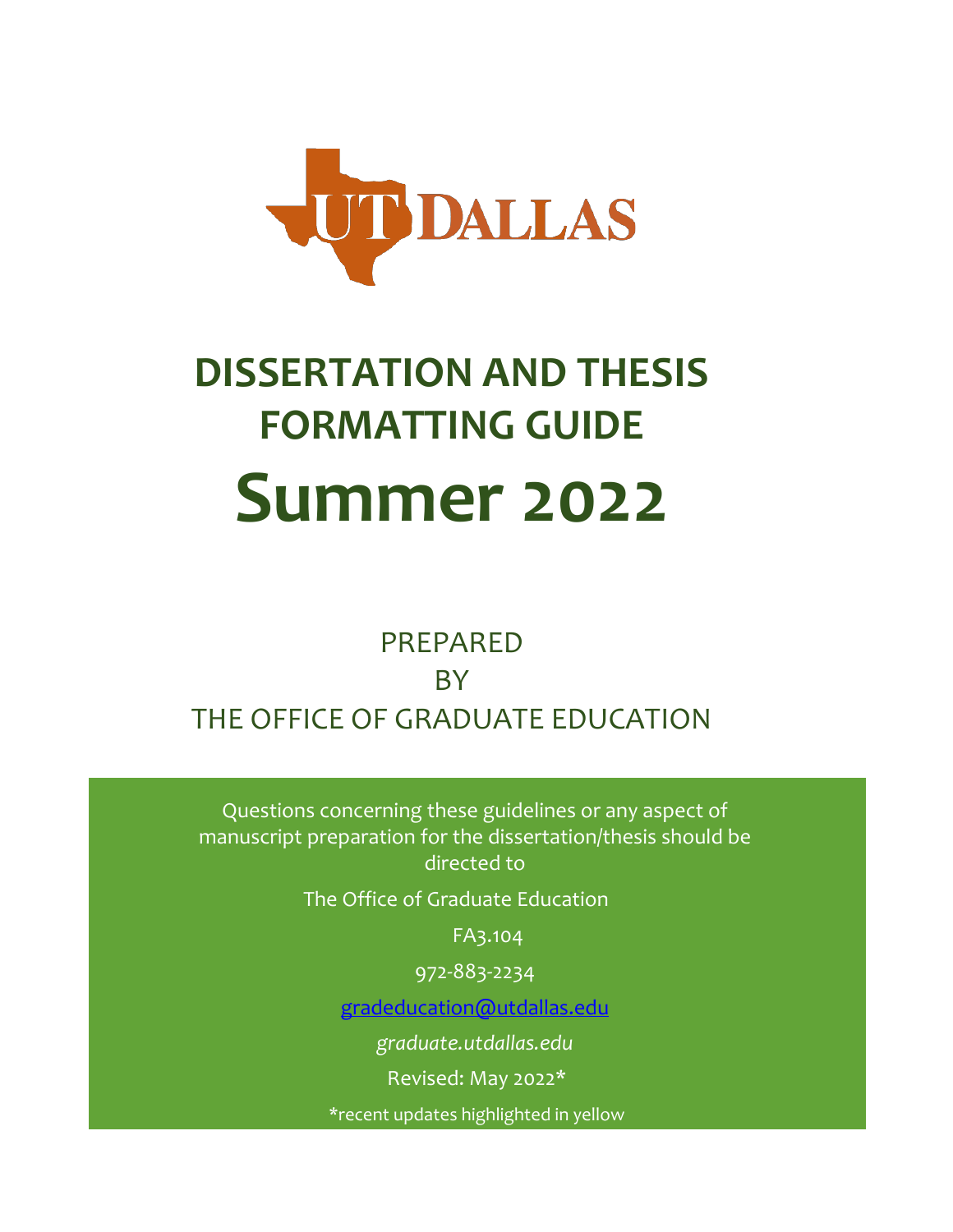# DISSERTATION AND THESIS FORMATTING GUIDE

# Summer 2022

PREPARED

BY

THE OFFICE OF GRADUATE EDUCATION

Questions concerning these guidelines or any aspect of manuscript preparation for the dissertation/thesis should be directed to

The Office of Graduate Education

FA3.104

972-883-2234

gradeducation@utdallas.edu

*graduate.utdallas.edu*

Revised: May 2022*

*recent updates highlighted in yellow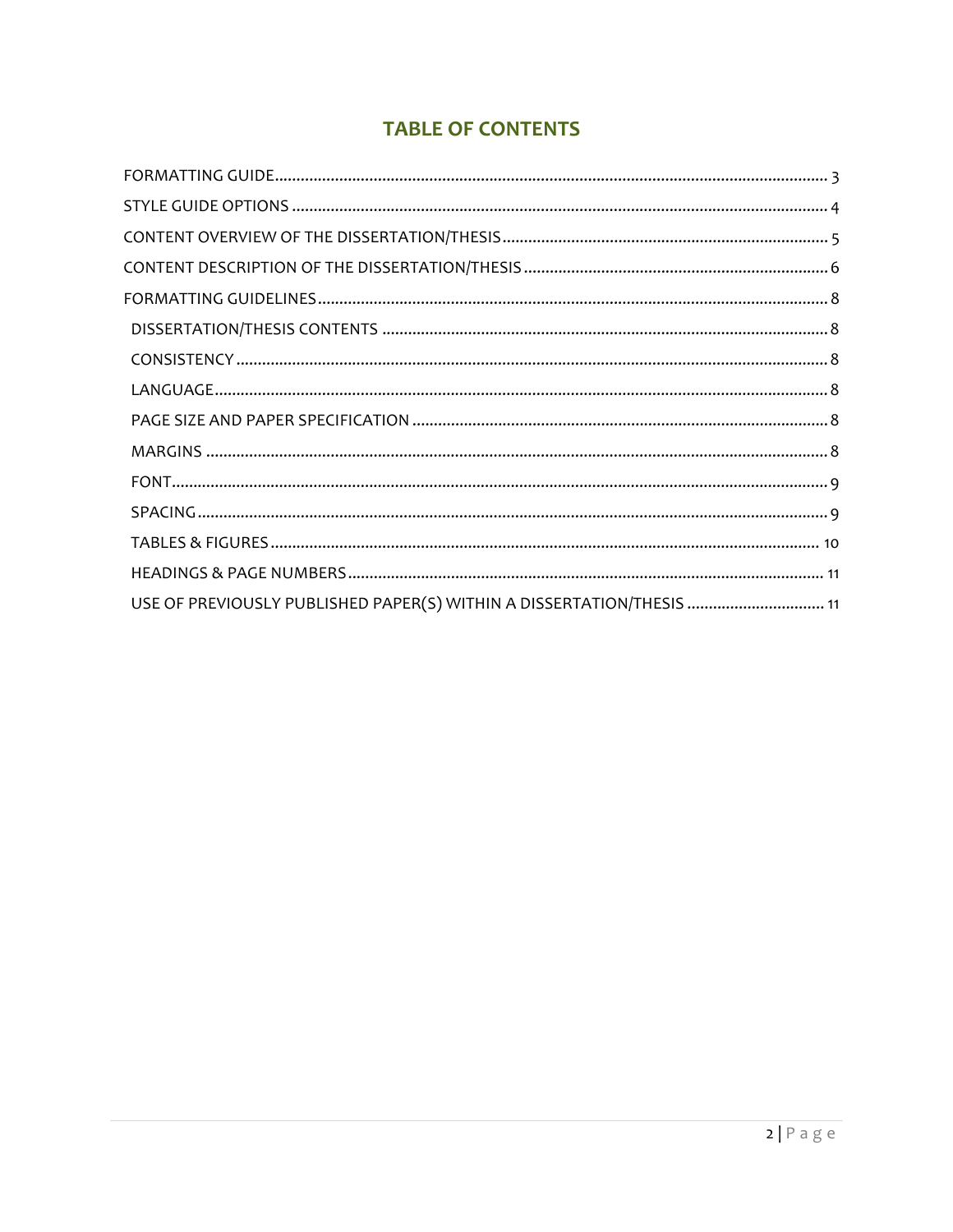# TABLE OF CONTENTS

FORMATTING GUIDE ........................................................................................................................ 3
STYLE GUIDE OPTIONS ................................................................................................................... 4
CONTENT OVERVIEW OF THE DISSERTATION/THESIS ........................................................................... 5
CONTENT DESCRIPTION OF THE DISSERTATION/THESIS ........................................................................ 6
FORMATTING GUIDELINES ............................................................................................................. 8
- DISSERTATION/THESIS CONTENTS ................................................................................................ 8
- CONSISTENCY ............................................................................................................................ 8
- LANGUAGE ................................................................................................................................. 8
- PAGE SIZE AND PAPER SPECIFICATION ......................................................................................... 8
- MARGINS ................................................................................................................................... 8
- FONT .......................................................................................................................................... 9
- SPACING ..................................................................................................................................... 9
- TABLES & FIGURES .................................................................................................................... 10
- HEADINGS & PAGE NUMBERS ..................................................................................................... 11
- USE OF PREVIOUSLY PUBLISHED PAPER(S) WITHIN A DISSERTATION/THESIS ...................................... 11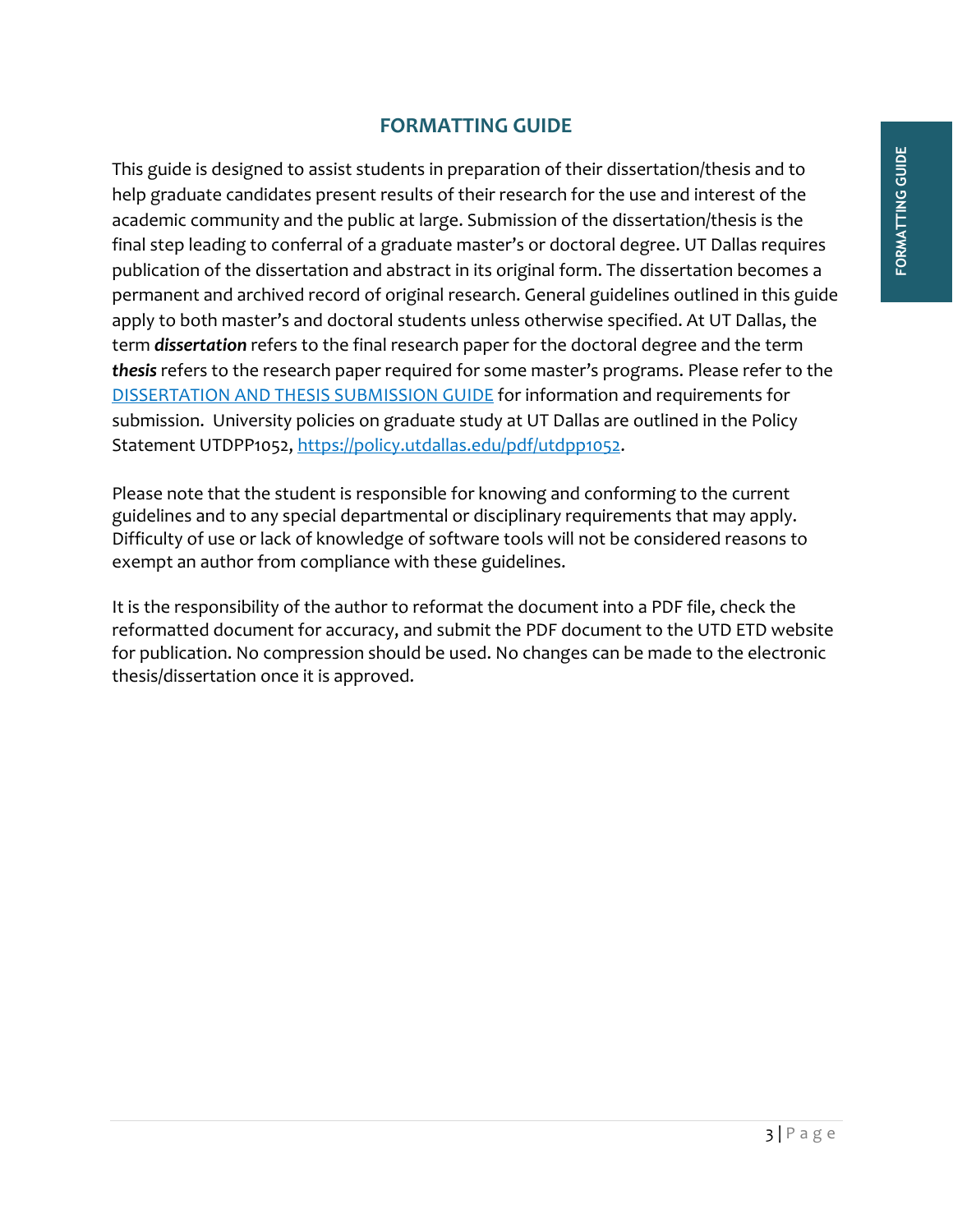# FORMATTING GUIDE

This guide is designed to assist students in preparation of their dissertation/thesis and to help graduate candidates present results of their research for the use and interest of the academic community and the public at large. Submission of the dissertation/thesis is the final step leading to conferral of a graduate master's or doctoral degree. UT Dallas requires publication of the dissertation and abstract in its original form. The dissertation becomes a permanent and archived record of original research. General guidelines outlined in this guide apply to both master's and doctoral students unless otherwise specified. At UT Dallas, the term ***dissertation*** refers to the final research paper for the doctoral degree and the term ***thesis*** refers to the research paper required for some master's programs. Please refer to the [DISSERTATION AND THESIS SUBMISSION GUIDE]() for information and requirements for submission. University policies on graduate study at UT Dallas are outlined in the Policy Statement UTDPP1052, [https://policy.utdallas.edu/pdf/utdpp1052](https://policy.utdallas.edu/pdf/utdpp1052).

Please note that the student is responsible for knowing and conforming to the current guidelines and to any special departmental or disciplinary requirements that may apply. Difficulty of use or lack of knowledge of software tools will not be considered reasons to exempt an author from compliance with these guidelines.

It is the responsibility of the author to reformat the document into a PDF file, check the reformatted document for accuracy, and submit the PDF document to the UTD ETD website for publication. No compression should be used. No changes can be made to the electronic thesis/dissertation once it is approved.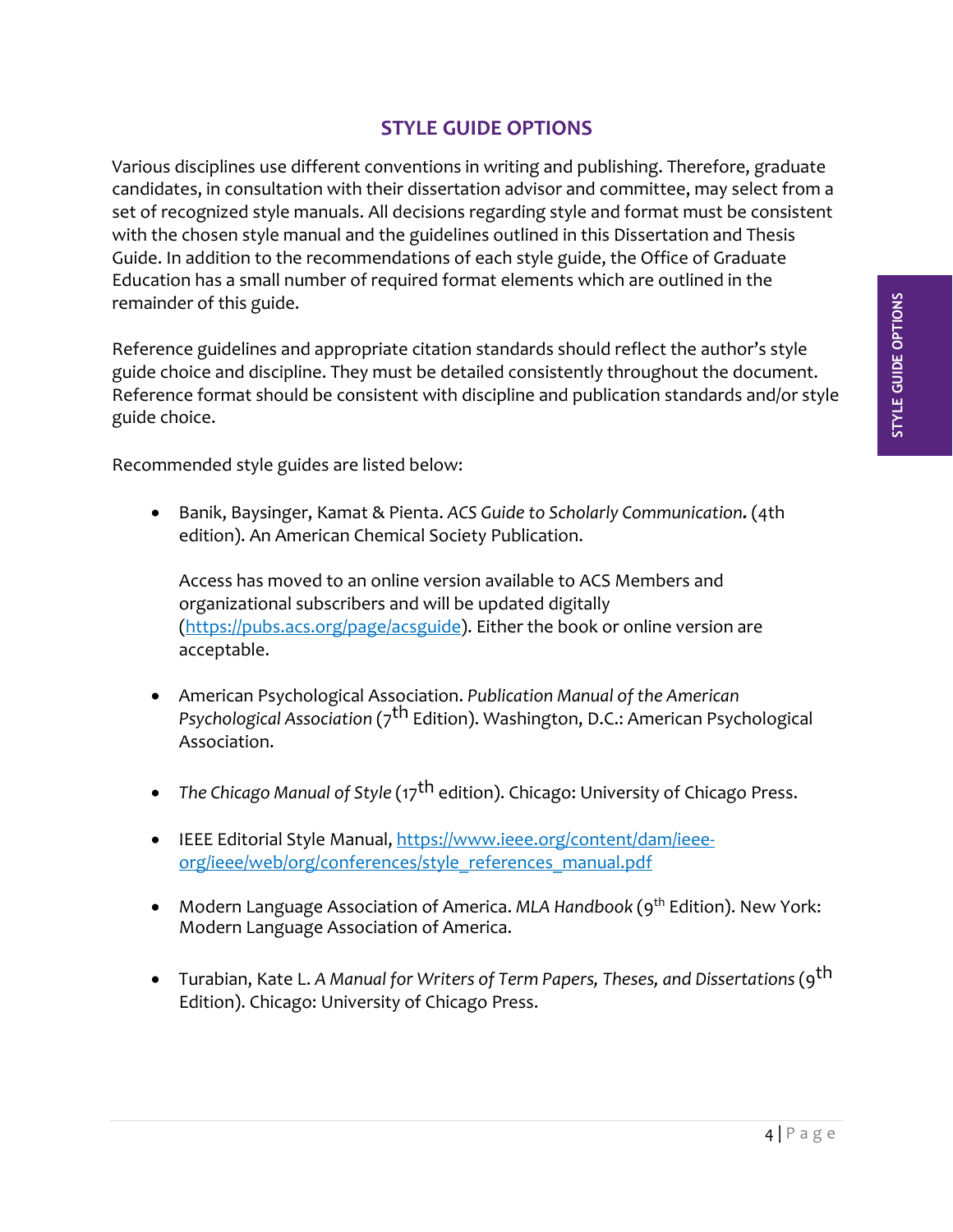## STYLE GUIDE OPTIONS

Various disciplines use different conventions in writing and publishing. Therefore, graduate candidates, in consultation with their dissertation advisor and committee, may select from a set of recognized style manuals. All decisions regarding style and format must be consistent with the chosen style manual and the guidelines outlined in this Dissertation and Thesis Guide. In addition to the recommendations of each style guide, the Office of Graduate Education has a small number of required format elements which are outlined in the remainder of this guide.

Reference guidelines and appropriate citation standards should reflect the author's style guide choice and discipline. They must be detailed consistently throughout the document. Reference format should be consistent with discipline and publication standards and/or style guide choice.

Recommended style guides are listed below:

- Banik, Baysinger, Kamat & Pienta. *ACS Guide to Scholarly Communication.* (4th edition). An American Chemical Society Publication.

  Access has moved to an online version available to ACS Members and organizational subscribers and will be updated digitally (https://pubs.acs.org/page/acsguide). Either the book or online version are acceptable.

- American Psychological Association. *Publication Manual of the American Psychological Association* (7th Edition). Washington, D.C.: American Psychological Association.

- *The Chicago Manual of Style* (17th edition). Chicago: University of Chicago Press.

- IEEE Editorial Style Manual, https://www.ieee.org/content/dam/ieee-org/ieee/web/org/conferences/style_references_manual.pdf

- Modern Language Association of America. *MLA Handbook* (9th Edition). New York: Modern Language Association of America.

- Turabian, Kate L. *A Manual for Writers of Term Papers, Theses, and Dissertations* (9th Edition). Chicago: University of Chicago Press.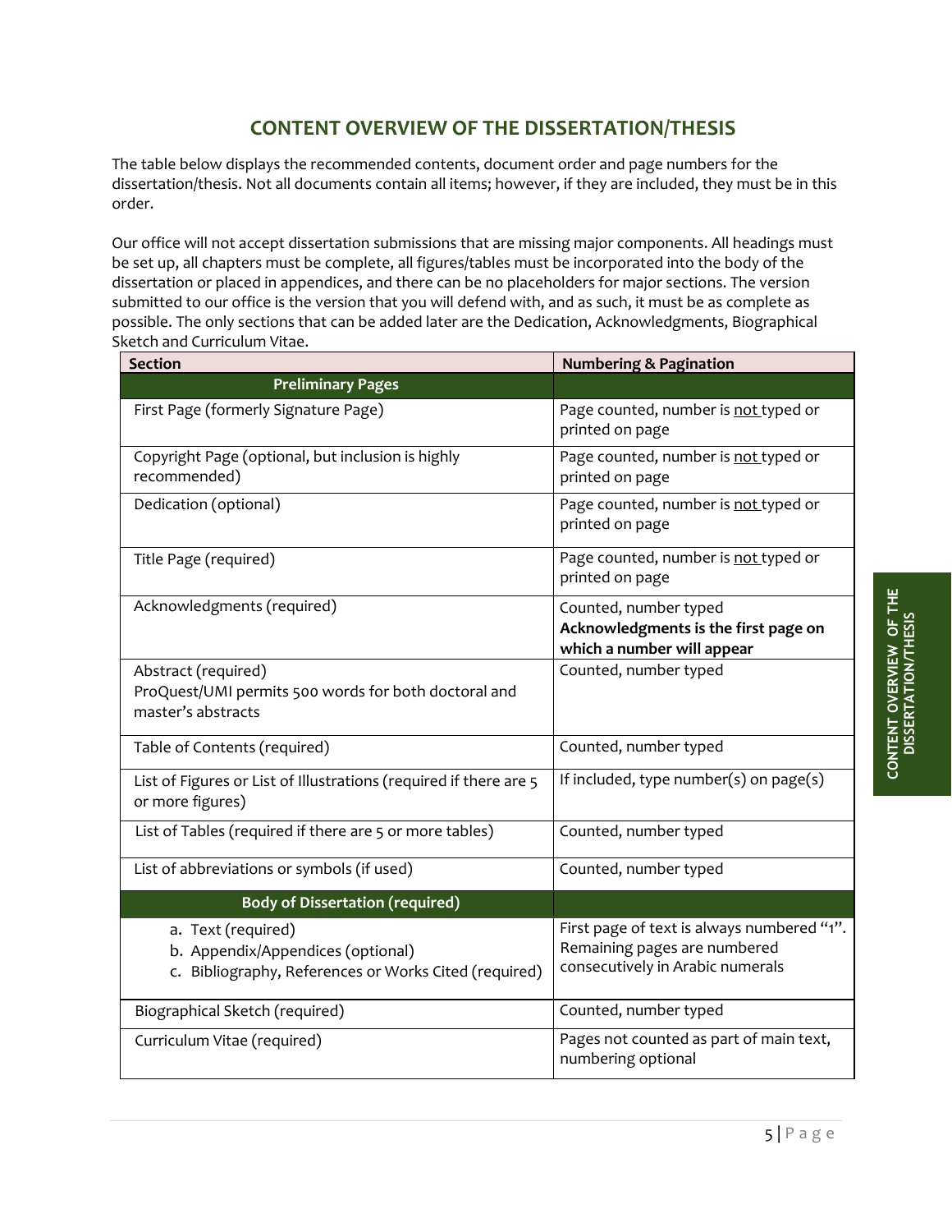## CONTENT OVERVIEW OF THE DISSERTATION/THESIS

The table below displays the recommended contents, document order and page numbers for the dissertation/thesis. Not all documents contain all items; however, if they are included, they must be in this order.

Our office will not accept dissertation submissions that are missing major components. All headings must be set up, all chapters must be complete, all figures/tables must be incorporated into the body of the dissertation or placed in appendices, and there can be no placeholders for major sections. The version submitted to our office is the version that you will defend with, and as such, it must be as complete as possible. The only sections that can be added later are the Dedication, Acknowledgments, Biographical Sketch and Curriculum Vitae.

| Section | Numbering & Pagination |
|---|---|
| **Preliminary Pages** | |
| First Page (formerly Signature Page) | Page counted, number is <u>not</u> typed or printed on page |
| Copyright Page (optional, but inclusion is highly recommended) | Page counted, number is <u>not</u> typed or printed on page |
| Dedication (optional) | Page counted, number is <u>not</u> typed or printed on page |
| Title Page (required) | Page counted, number is <u>not</u> typed or printed on page |
| Acknowledgments (required) | Counted, number typed **Acknowledgments is the first page on which a number will appear** |
| Abstract (required) ProQuest/UMI permits 500 words for both doctoral and master's abstracts | Counted, number typed |
| Table of Contents (required) | Counted, number typed |
| List of Figures or List of Illustrations (required if there are 5 or more figures) | If included, type number(s) on page(s) |
| List of Tables (required if there are 5 or more tables) | Counted, number typed |
| List of abbreviations or symbols (if used) | Counted, number typed |
| **Body of Dissertation (required)** | |
| a. Text (required) b. Appendix/Appendices (optional) c. Bibliography, References or Works Cited (required) | First page of text is always numbered "1". Remaining pages are numbered consecutively in Arabic numerals |
| Biographical Sketch (required) | Counted, number typed |
| Curriculum Vitae (required) | Pages not counted as part of main text, numbering optional |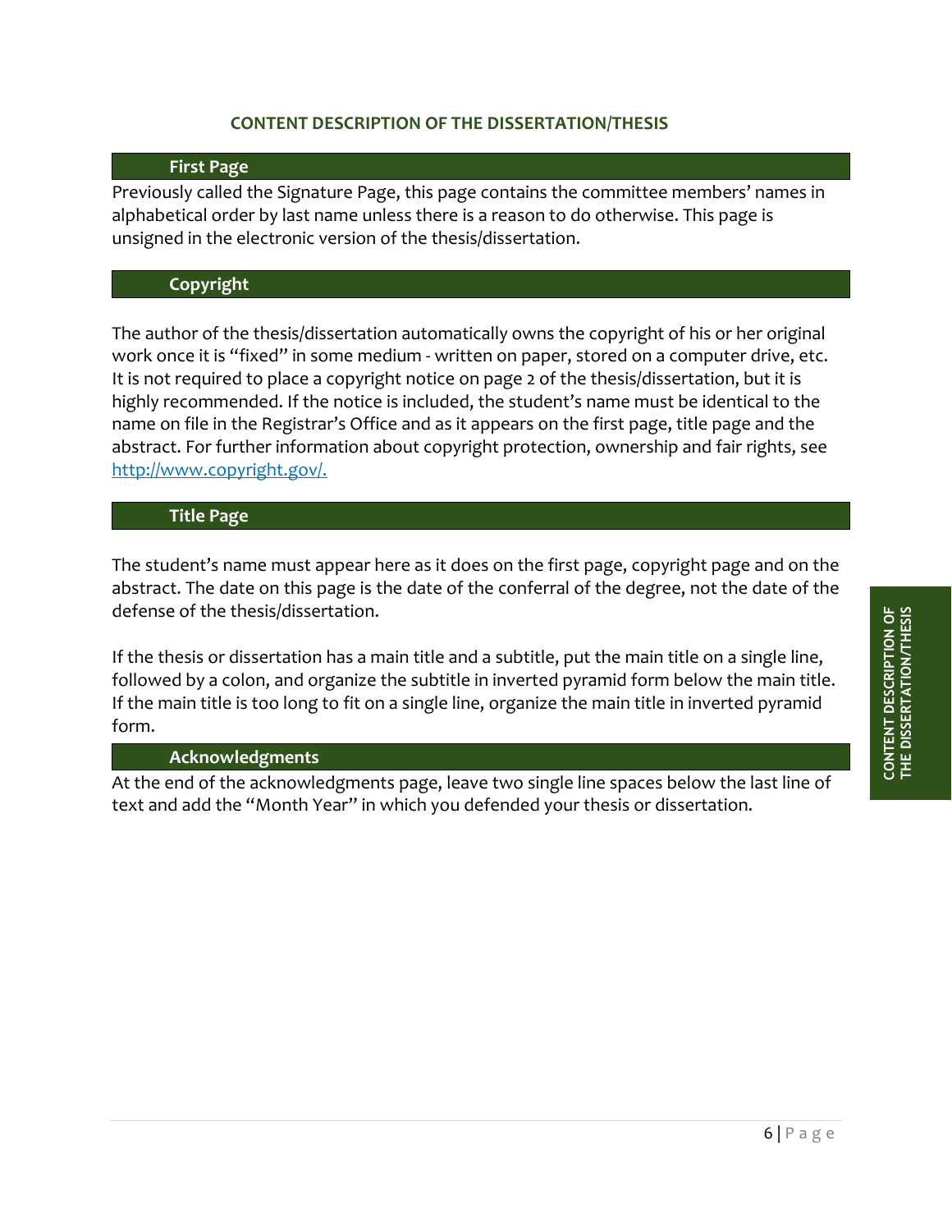# CONTENT DESCRIPTION OF THE DISSERTATION/THESIS

## First Page

Previously called the Signature Page, this page contains the committee members' names in alphabetical order by last name unless there is a reason to do otherwise. This page is unsigned in the electronic version of the thesis/dissertation.

## Copyright

The author of the thesis/dissertation automatically owns the copyright of his or her original work once it is "fixed" in some medium - written on paper, stored on a computer drive, etc. It is not required to place a copyright notice on page 2 of the thesis/dissertation, but it is highly recommended. If the notice is included, the student's name must be identical to the name on file in the Registrar's Office and as it appears on the first page, title page and the abstract. For further information about copyright protection, ownership and fair rights, see [http://www.copyright.gov/.](http://www.copyright.gov/)

## Title Page

The student's name must appear here as it does on the first page, copyright page and on the abstract. The date on this page is the date of the conferral of the degree, not the date of the defense of the thesis/dissertation.

If the thesis or dissertation has a main title and a subtitle, put the main title on a single line, followed by a colon, and organize the subtitle in inverted pyramid form below the main title. If the main title is too long to fit on a single line, organize the main title in inverted pyramid form.

## Acknowledgments

At the end of the acknowledgments page, leave two single line spaces below the last line of text and add the "Month Year" in which you defended your thesis or dissertation.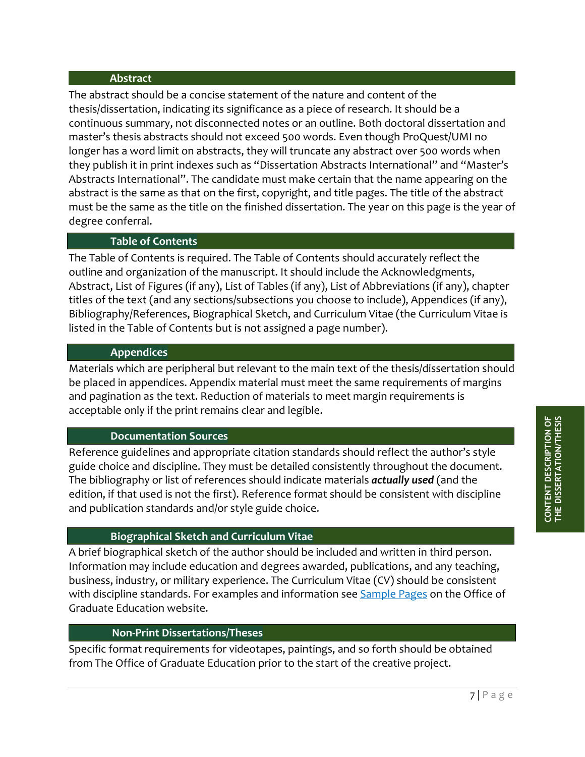## Abstract

The abstract should be a concise statement of the nature and content of the thesis/dissertation, indicating its significance as a piece of research. It should be a continuous summary, not disconnected notes or an outline. Both doctoral dissertation and master's thesis abstracts should not exceed 500 words. Even though ProQuest/UMI no longer has a word limit on abstracts, they will truncate any abstract over 500 words when they publish it in print indexes such as "Dissertation Abstracts International" and "Master's Abstracts International". The candidate must make certain that the name appearing on the abstract is the same as that on the first, copyright, and title pages. The title of the abstract must be the same as the title on the finished dissertation. The year on this page is the year of degree conferral.

## Table of Contents

The Table of Contents is required. The Table of Contents should accurately reflect the outline and organization of the manuscript. It should include the Acknowledgments, Abstract, List of Figures (if any), List of Tables (if any), List of Abbreviations (if any), chapter titles of the text (and any sections/subsections you choose to include), Appendices (if any), Bibliography/References, Biographical Sketch, and Curriculum Vitae (the Curriculum Vitae is listed in the Table of Contents but is not assigned a page number).

## Appendices

Materials which are peripheral but relevant to the main text of the thesis/dissertation should be placed in appendices. Appendix material must meet the same requirements of margins and pagination as the text. Reduction of materials to meet margin requirements is acceptable only if the print remains clear and legible.

## Documentation Sources

Reference guidelines and appropriate citation standards should reflect the author's style guide choice and discipline. They must be detailed consistently throughout the document. The bibliography or list of references should indicate materials ***actually used*** (and the edition, if that used is not the first). Reference format should be consistent with discipline and publication standards and/or style guide choice.

## Biographical Sketch and Curriculum Vitae

A brief biographical sketch of the author should be included and written in third person. Information may include education and degrees awarded, publications, and any teaching, business, industry, or military experience. The Curriculum Vitae (CV) should be consistent with discipline standards. For examples and information see Sample Pages on the Office of Graduate Education website.

## Non-Print Dissertations/Theses

Specific format requirements for videotapes, paintings, and so forth should be obtained from The Office of Graduate Education prior to the start of the creative project.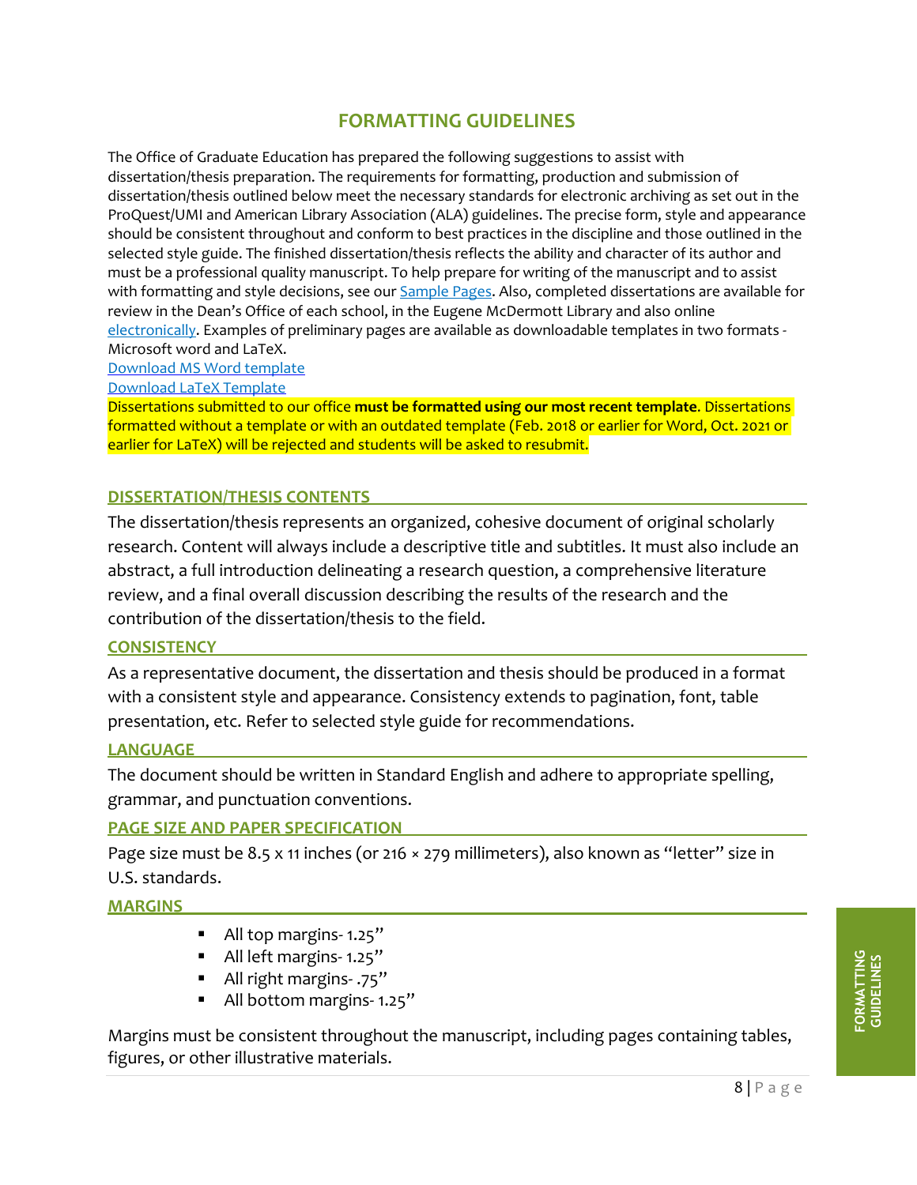# FORMATTING GUIDELINES

The Office of Graduate Education has prepared the following suggestions to assist with dissertation/thesis preparation. The requirements for formatting, production and submission of dissertation/thesis outlined below meet the necessary standards for electronic archiving as set out in the ProQuest/UMI and American Library Association (ALA) guidelines. The precise form, style and appearance should be consistent throughout and conform to best practices in the discipline and those outlined in the selected style guide. The finished dissertation/thesis reflects the ability and character of its author and must be a professional quality manuscript. To help prepare for writing of the manuscript and to assist with formatting and style decisions, see our Sample Pages. Also, completed dissertations are available for review in the Dean's Office of each school, in the Eugene McDermott Library and also online electronically. Examples of preliminary pages are available as downloadable templates in two formats - Microsoft word and LaTeX.

Download MS Word template

Download LaTeX Template

Dissertations submitted to our office **must be formatted using our most recent template**. Dissertations formatted without a template or with an outdated template (Feb. 2018 or earlier for Word, Oct. 2021 or earlier for LaTeX) will be rejected and students will be asked to resubmit.

## DISSERTATION/THESIS CONTENTS

The dissertation/thesis represents an organized, cohesive document of original scholarly research. Content will always include a descriptive title and subtitles. It must also include an abstract, a full introduction delineating a research question, a comprehensive literature review, and a final overall discussion describing the results of the research and the contribution of the dissertation/thesis to the field.

## CONSISTENCY

As a representative document, the dissertation and thesis should be produced in a format with a consistent style and appearance. Consistency extends to pagination, font, table presentation, etc. Refer to selected style guide for recommendations.

## LANGUAGE

The document should be written in Standard English and adhere to appropriate spelling, grammar, and punctuation conventions.

## PAGE SIZE AND PAPER SPECIFICATION

Page size must be 8.5 x 11 inches (or 216 × 279 millimeters), also known as "letter" size in U.S. standards.

## MARGINS

- All top margins- 1.25"
- All left margins- 1.25"
- All right margins- .75"
- All bottom margins- 1.25"

Margins must be consistent throughout the manuscript, including pages containing tables, figures, or other illustrative materials.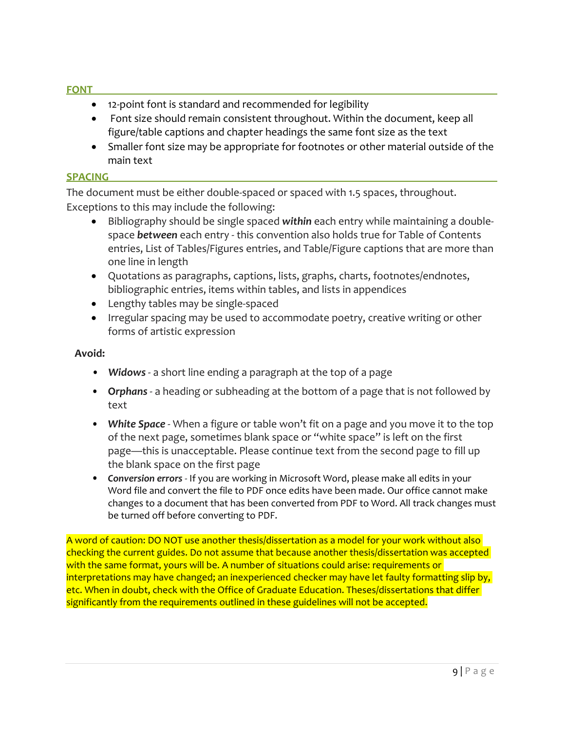## FONT

- 12-point font is standard and recommended for legibility
- Font size should remain consistent throughout. Within the document, keep all figure/table captions and chapter headings the same font size as the text
- Smaller font size may be appropriate for footnotes or other material outside of the main text

## SPACING

The document must be either double-spaced or spaced with 1.5 spaces, throughout. Exceptions to this may include the following:

- Bibliography should be single spaced ***within*** each entry while maintaining a double-space ***between*** each entry - this convention also holds true for Table of Contents entries, List of Tables/Figures entries, and Table/Figure captions that are more than one line in length
- Quotations as paragraphs, captions, lists, graphs, charts, footnotes/endnotes, bibliographic entries, items within tables, and lists in appendices
- Lengthy tables may be single-spaced
- Irregular spacing may be used to accommodate poetry, creative writing or other forms of artistic expression

**Avoid:**

- ***Widows*** - a short line ending a paragraph at the top of a page
- ***Orphans*** - a heading or subheading at the bottom of a page that is not followed by text
- ***White Space*** - When a figure or table won't fit on a page and you move it to the top of the next page, sometimes blank space or "white space" is left on the first page—this is unacceptable. Please continue text from the second page to fill up the blank space on the first page
- ***Conversion errors*** - If you are working in Microsoft Word, please make all edits in your Word file and convert the file to PDF once edits have been made. Our office cannot make changes to a document that has been converted from PDF to Word. All track changes must be turned off before converting to PDF.

A word of caution: DO NOT use another thesis/dissertation as a model for your work without also checking the current guides. Do not assume that because another thesis/dissertation was accepted with the same format, yours will be. A number of situations could arise: requirements or interpretations may have changed; an inexperienced checker may have let faulty formatting slip by, etc. When in doubt, check with the Office of Graduate Education. Theses/dissertations that differ significantly from the requirements outlined in these guidelines will not be accepted.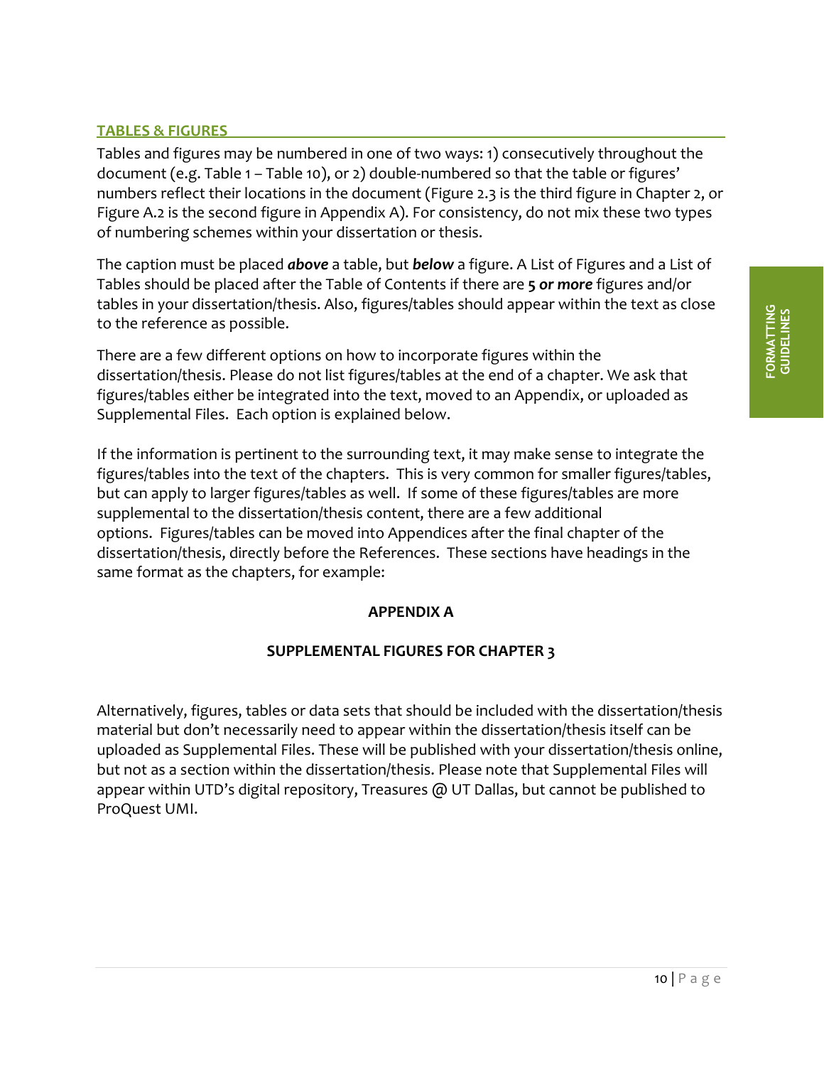## TABLES & FIGURES

Tables and figures may be numbered in one of two ways: 1) consecutively throughout the document (e.g. Table 1 – Table 10), or 2) double-numbered so that the table or figures' numbers reflect their locations in the document (Figure 2.3 is the third figure in Chapter 2, or Figure A.2 is the second figure in Appendix A). For consistency, do not mix these two types of numbering schemes within your dissertation or thesis.

The caption must be placed ***above*** a table, but ***below*** a figure. A List of Figures and a List of Tables should be placed after the Table of Contents if there are **5 *or more*** figures and/or tables in your dissertation/thesis. Also, figures/tables should appear within the text as close to the reference as possible.

There are a few different options on how to incorporate figures within the dissertation/thesis. Please do not list figures/tables at the end of a chapter. We ask that figures/tables either be integrated into the text, moved to an Appendix, or uploaded as Supplemental Files. Each option is explained below.

If the information is pertinent to the surrounding text, it may make sense to integrate the figures/tables into the text of the chapters. This is very common for smaller figures/tables, but can apply to larger figures/tables as well. If some of these figures/tables are more supplemental to the dissertation/thesis content, there are a few additional options. Figures/tables can be moved into Appendices after the final chapter of the dissertation/thesis, directly before the References. These sections have headings in the same format as the chapters, for example:

**APPENDIX A**

**SUPPLEMENTAL FIGURES FOR CHAPTER 3**

Alternatively, figures, tables or data sets that should be included with the dissertation/thesis material but don't necessarily need to appear within the dissertation/thesis itself can be uploaded as Supplemental Files. These will be published with your dissertation/thesis online, but not as a section within the dissertation/thesis. Please note that Supplemental Files will appear within UTD's digital repository, Treasures @ UT Dallas, but cannot be published to ProQuest UMI.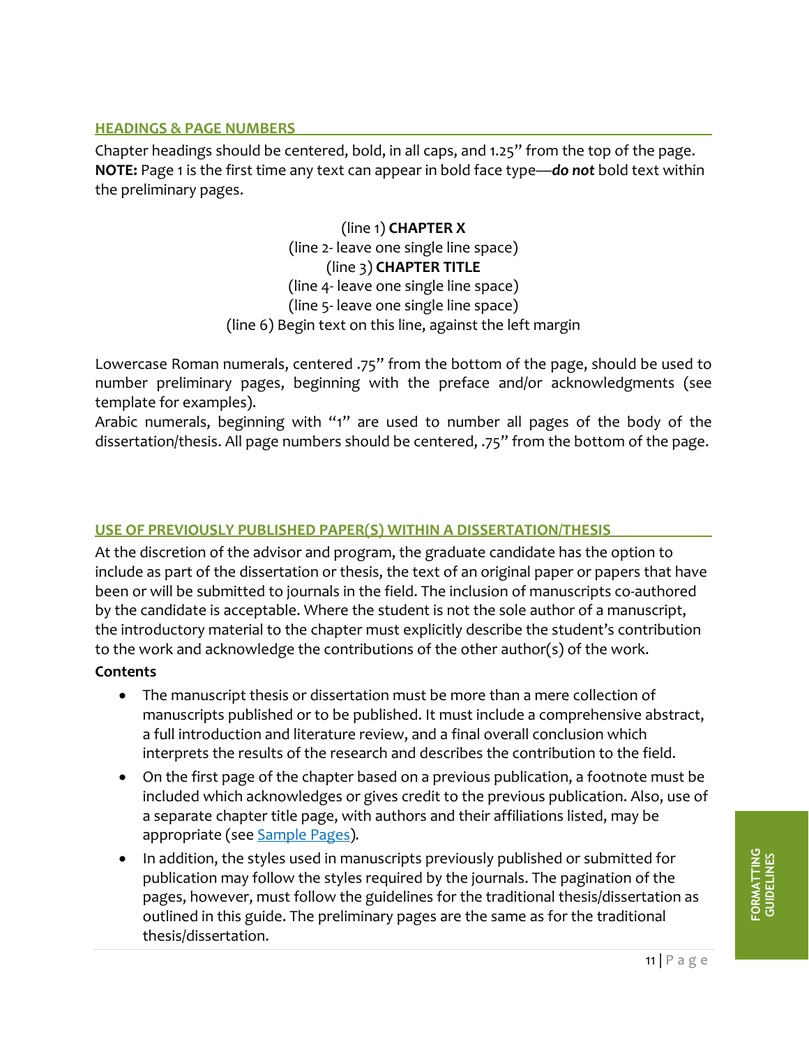## HEADINGS & PAGE NUMBERS

Chapter headings should be centered, bold, in all caps, and 1.25" from the top of the page. **NOTE:** Page 1 is the first time any text can appear in bold face type—***do not*** bold text within the preliminary pages.

(line 1) **CHAPTER X**
(line 2- leave one single line space)
(line 3) **CHAPTER TITLE**
(line 4- leave one single line space)
(line 5- leave one single line space)
(line 6) Begin text on this line, against the left margin

Lowercase Roman numerals, centered .75" from the bottom of the page, should be used to number preliminary pages, beginning with the preface and/or acknowledgments (see template for examples).
Arabic numerals, beginning with "1" are used to number all pages of the body of the dissertation/thesis. All page numbers should be centered, .75" from the bottom of the page.

## USE OF PREVIOUSLY PUBLISHED PAPER(S) WITHIN A DISSERTATION/THESIS

At the discretion of the advisor and program, the graduate candidate has the option to include as part of the dissertation or thesis, the text of an original paper or papers that have been or will be submitted to journals in the field. The inclusion of manuscripts co-authored by the candidate is acceptable. Where the student is not the sole author of a manuscript, the introductory material to the chapter must explicitly describe the student's contribution to the work and acknowledge the contributions of the other author(s) of the work.

**Contents**

- The manuscript thesis or dissertation must be more than a mere collection of manuscripts published or to be published. It must include a comprehensive abstract, a full introduction and literature review, and a final overall conclusion which interprets the results of the research and describes the contribution to the field.
- On the first page of the chapter based on a previous publication, a footnote must be included which acknowledges or gives credit to the previous publication. Also, use of a separate chapter title page, with authors and their affiliations listed, may be appropriate (see [Sample Pages](#)).
- In addition, the styles used in manuscripts previously published or submitted for publication may follow the styles required by the journals. The pagination of the pages, however, must follow the guidelines for the traditional thesis/dissertation as outlined in this guide. The preliminary pages are the same as for the traditional thesis/dissertation.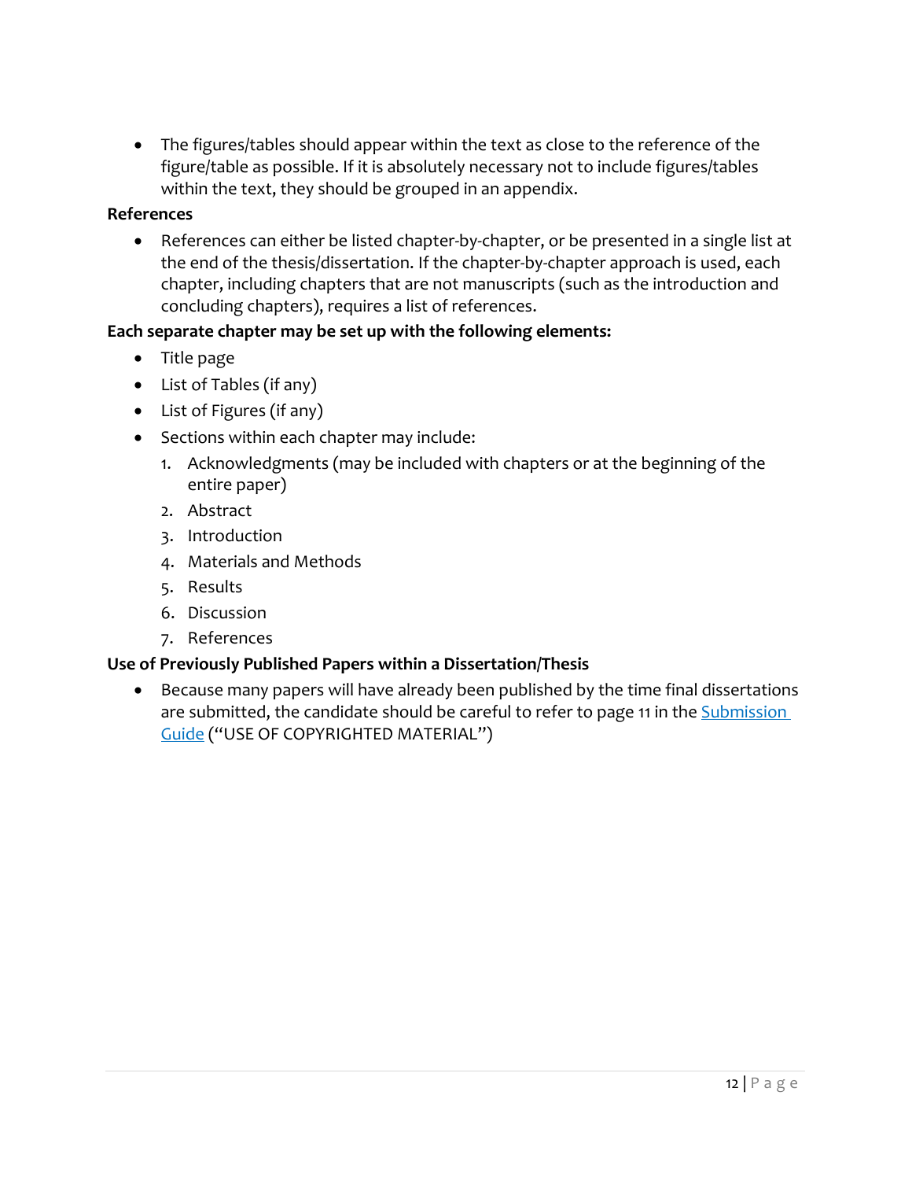- The figures/tables should appear within the text as close to the reference of the figure/table as possible. If it is absolutely necessary not to include figures/tables within the text, they should be grouped in an appendix.

**References**

- References can either be listed chapter-by-chapter, or be presented in a single list at the end of the thesis/dissertation. If the chapter-by-chapter approach is used, each chapter, including chapters that are not manuscripts (such as the introduction and concluding chapters), requires a list of references.

**Each separate chapter may be set up with the following elements:**

- Title page
- List of Tables (if any)
- List of Figures (if any)
- Sections within each chapter may include:
  1. Acknowledgments (may be included with chapters or at the beginning of the entire paper)
  2. Abstract
  3. Introduction
  4. Materials and Methods
  5. Results
  6. Discussion
  7. References

**Use of Previously Published Papers within a Dissertation/Thesis**

- Because many papers will have already been published by the time final dissertations are submitted, the candidate should be careful to refer to page 11 in the Submission Guide ("USE OF COPYRIGHTED MATERIAL")